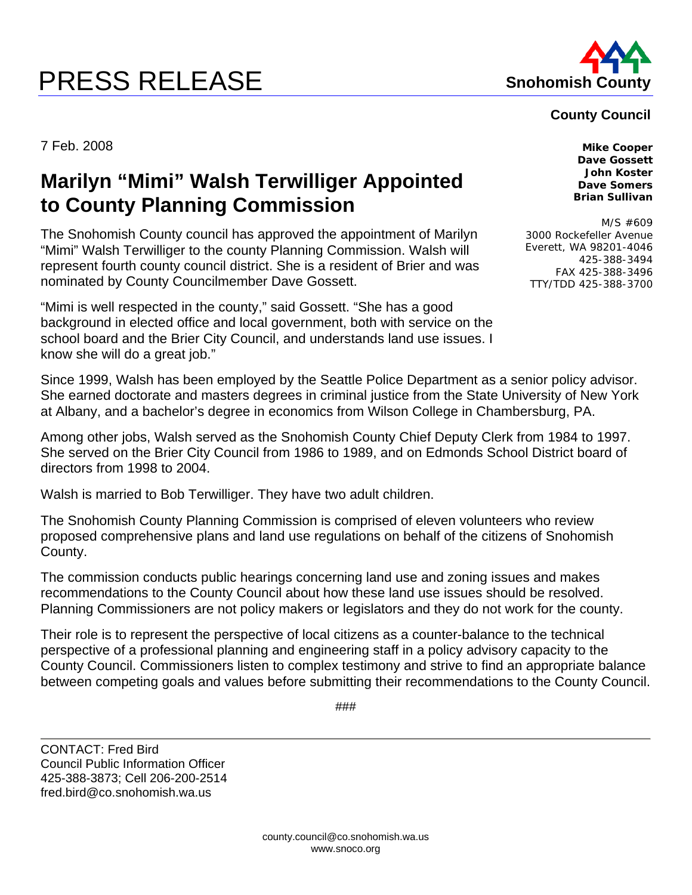# PRESS RELEASE

**Snohomish County**

**County Council**

**Mike Cooper**
**Dave Gossett**
**John Koster**
**Dave Somers**
**Brian Sullivan**

M/S #609
3000 Rockefeller Avenue
Everett, WA 98201-4046
425-388-3494
FAX 425-388-3496
TTY/TDD 425-388-3700

7 Feb. 2008

## Marilyn "Mimi" Walsh Terwilliger Appointed to County Planning Commission

The Snohomish County council has approved the appointment of Marilyn "Mimi" Walsh Terwilliger to the county Planning Commission. Walsh will represent fourth county council district. She is a resident of Brier and was nominated by County Councilmember Dave Gossett.

"Mimi is well respected in the county," said Gossett. "She has a good background in elected office and local government, both with service on the school board and the Brier City Council, and understands land use issues. I know she will do a great job."

Since 1999, Walsh has been employed by the Seattle Police Department as a senior policy advisor. She earned doctorate and masters degrees in criminal justice from the State University of New York at Albany, and a bachelor's degree in economics from Wilson College in Chambersburg, PA.

Among other jobs, Walsh served as the Snohomish County Chief Deputy Clerk from 1984 to 1997. She served on the Brier City Council from 1986 to 1989, and on Edmonds School District board of directors from 1998 to 2004.

Walsh is married to Bob Terwilliger. They have two adult children.

The Snohomish County Planning Commission is comprised of eleven volunteers who review proposed comprehensive plans and land use regulations on behalf of the citizens of Snohomish County.

The commission conducts public hearings concerning land use and zoning issues and makes recommendations to the County Council about how these land use issues should be resolved. Planning Commissioners are not policy makers or legislators and they do not work for the county.

Their role is to represent the perspective of local citizens as a counter-balance to the technical perspective of a professional planning and engineering staff in a policy advisory capacity to the County Council. Commissioners listen to complex testimony and strive to find an appropriate balance between competing goals and values before submitting their recommendations to the County Council.

###

CONTACT: Fred Bird
Council Public Information Officer
425-388-3873; Cell 206-200-2514
fred.bird@co.snohomish.wa.us

county.council@co.snohomish.wa.us
www.snoco.org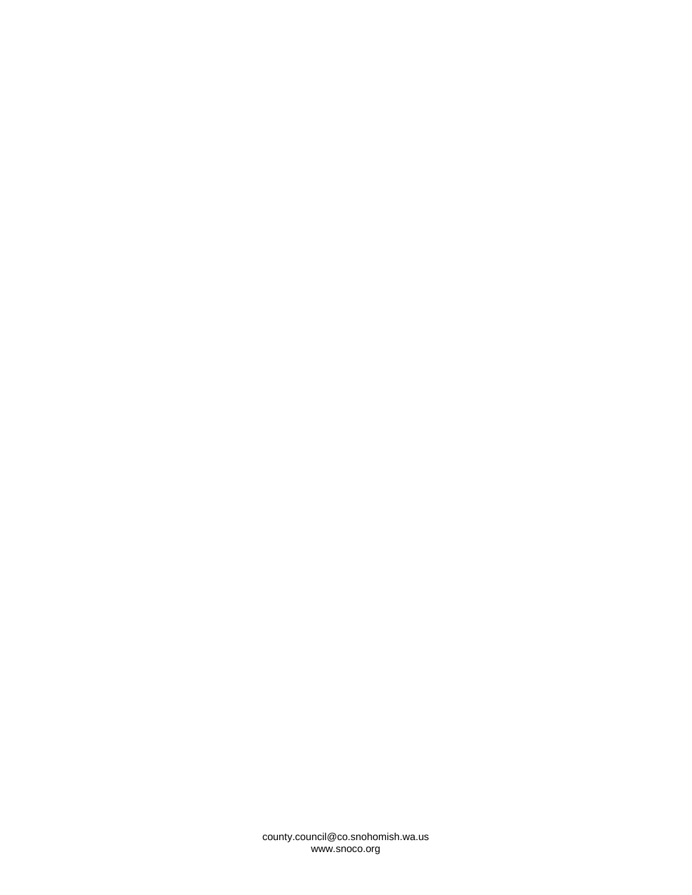county.council@co.snohomish.wa.us
www.snoco.org